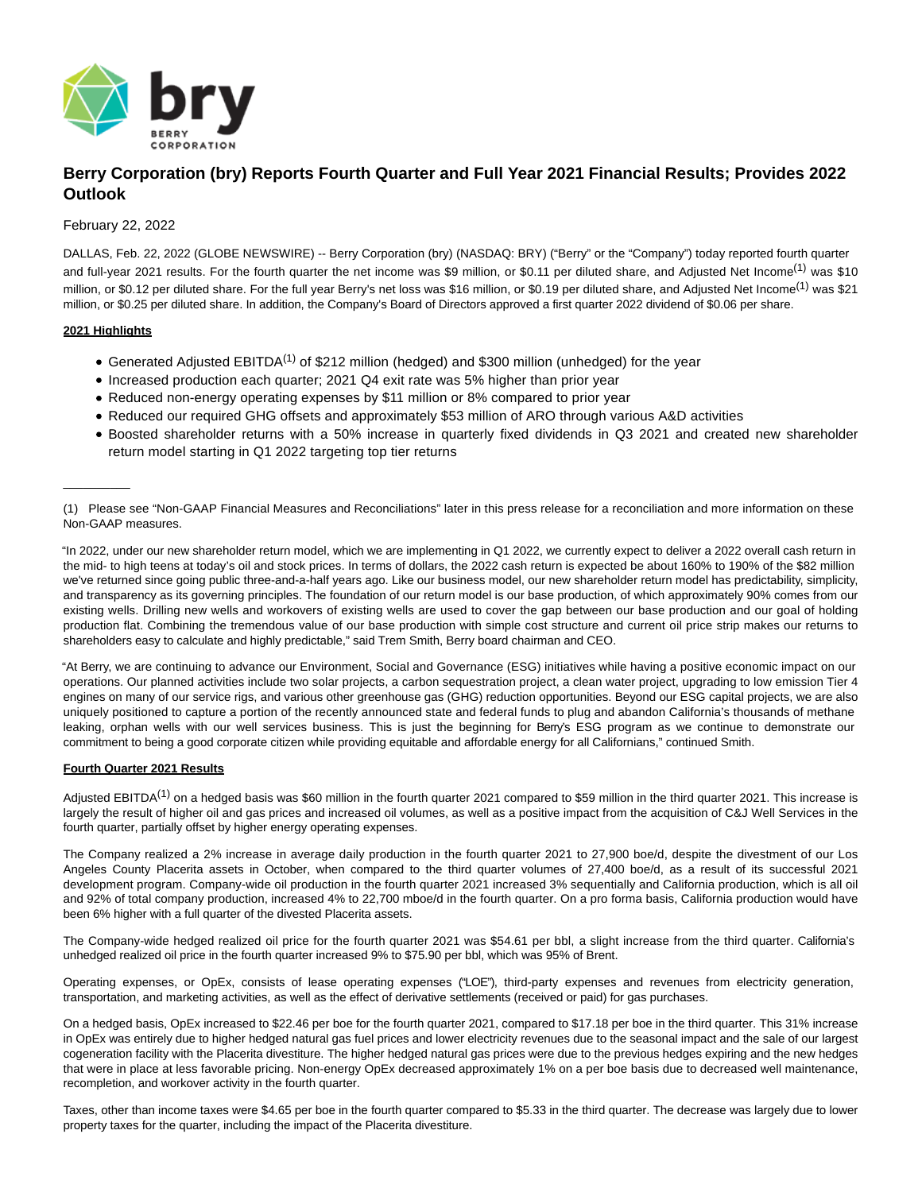# Berry Corporation (bry) Reports Fourth Quarter and Full Year 2021 Financial Results; Provides 2022 Outlook

February 22, 2022

DALLAS, Feb. 22, 2022 (GLOBE NEWSWIRE) -- Berry Corporation (bry) (NASDAQ: BRY) ("Berry" or the "Company") today reported fourth quarter and full-year 2021 results. For the fourth quarter the net income was $9 million, or $0.11 per diluted share, and Adjusted Net Income[(1)] was $10 million, or $0.12 per diluted share. For the full year Berry's net loss was $16 million, or $0.19 per diluted share, and Adjusted Net Income[(1)] was $21 million, or $0.25 per diluted share. In addition, the Company's Board of Directors approved a first quarter 2022 dividend of $0.06 per share.

**2021 Highlights**

- Generated Adjusted EBITDA[(1)] of $212 million (hedged) and $300 million (unhedged) for the year
- Increased production each quarter; 2021 Q4 exit rate was 5% higher than prior year
- Reduced non-energy operating expenses by $11 million or 8% compared to prior year
- Reduced our required GHG offsets and approximately $53 million of ARO through various A&D activities
- Boosted shareholder returns with a 50% increase in quarterly fixed dividends in Q3 2021 and created new shareholder return model starting in Q1 2022 targeting top tier returns

---

(1) Please see "Non-GAAP Financial Measures and Reconciliations" later in this press release for a reconciliation and more information on these Non-GAAP measures.

"In 2022, under our new shareholder return model, which we are implementing in Q1 2022, we currently expect to deliver a 2022 overall cash return in the mid- to high teens at today's oil and stock prices. In terms of dollars, the 2022 cash return is expected be about 160% to 190% of the $82 million we've returned since going public three-and-a-half years ago. Like our business model, our new shareholder return model has predictability, simplicity, and transparency as its governing principles. The foundation of our return model is our base production, of which approximately 90% comes from our existing wells. Drilling new wells and workovers of existing wells are used to cover the gap between our base production and our goal of holding production flat. Combining the tremendous value of our base production with simple cost structure and current oil price strip makes our returns to shareholders easy to calculate and highly predictable," said Trem Smith, Berry board chairman and CEO.

"At Berry, we are continuing to advance our Environment, Social and Governance (ESG) initiatives while having a positive economic impact on our operations. Our planned activities include two solar projects, a carbon sequestration project, a clean water project, upgrading to low emission Tier 4 engines on many of our service rigs, and various other greenhouse gas (GHG) reduction opportunities. Beyond our ESG capital projects, we are also uniquely positioned to capture a portion of the recently announced state and federal funds to plug and abandon California's thousands of methane leaking, orphan wells with our well services business. This is just the beginning for Berry's ESG program as we continue to demonstrate our commitment to being a good corporate citizen while providing equitable and affordable energy for all Californians," continued Smith.

**Fourth Quarter 2021 Results**

Adjusted EBITDA[(1)] on a hedged basis was $60 million in the fourth quarter 2021 compared to $59 million in the third quarter 2021. This increase is largely the result of higher oil and gas prices and increased oil volumes, as well as a positive impact from the acquisition of C&J Well Services in the fourth quarter, partially offset by higher energy operating expenses.

The Company realized a 2% increase in average daily production in the fourth quarter 2021 to 27,900 boe/d, despite the divestment of our Los Angeles County Placerita assets in October, when compared to the third quarter volumes of 27,400 boe/d, as a result of its successful 2021 development program. Company-wide oil production in the fourth quarter 2021 increased 3% sequentially and California production, which is all oil and 92% of total company production, increased 4% to 22,700 mboe/d in the fourth quarter. On a pro forma basis, California production would have been 6% higher with a full quarter of the divested Placerita assets.

The Company-wide hedged realized oil price for the fourth quarter 2021 was $54.61 per bbl, a slight increase from the third quarter. California's unhedged realized oil price in the fourth quarter increased 9% to $75.90 per bbl, which was 95% of Brent.

Operating expenses, or OpEx, consists of lease operating expenses ("LOE"), third-party expenses and revenues from electricity generation, transportation, and marketing activities, as well as the effect of derivative settlements (received or paid) for gas purchases.

On a hedged basis, OpEx increased to $22.46 per boe for the fourth quarter 2021, compared to $17.18 per boe in the third quarter. This 31% increase in OpEx was entirely due to higher hedged natural gas fuel prices and lower electricity revenues due to the seasonal impact and the sale of our largest cogeneration facility with the Placerita divestiture. The higher hedged natural gas prices were due to the previous hedges expiring and the new hedges that were in place at less favorable pricing. Non-energy OpEx decreased approximately 1% on a per boe basis due to decreased well maintenance, recompletion, and workover activity in the fourth quarter.

Taxes, other than income taxes were $4.65 per boe in the fourth quarter compared to $5.33 in the third quarter. The decrease was largely due to lower property taxes for the quarter, including the impact of the Placerita divestiture.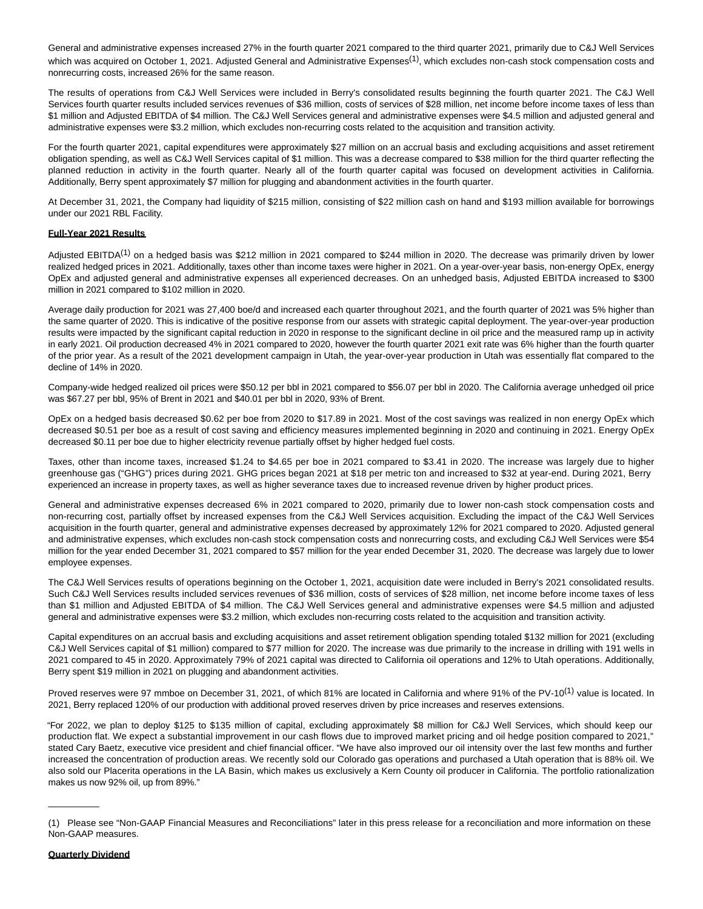General and administrative expenses increased 27% in the fourth quarter 2021 compared to the third quarter 2021, primarily due to C&J Well Services which was acquired on October 1, 2021. Adjusted General and Administrative Expenses[(1)], which excludes non-cash stock compensation costs and nonrecurring costs, increased 26% for the same reason.

The results of operations from C&J Well Services were included in Berry's consolidated results beginning the fourth quarter 2021. The C&J Well Services fourth quarter results included services revenues of $36 million, costs of services of $28 million, net income before income taxes of less than $1 million and Adjusted EBITDA of $4 million. The C&J Well Services general and administrative expenses were $4.5 million and adjusted general and administrative expenses were $3.2 million, which excludes non-recurring costs related to the acquisition and transition activity.

For the fourth quarter 2021, capital expenditures were approximately $27 million on an accrual basis and excluding acquisitions and asset retirement obligation spending, as well as C&J Well Services capital of $1 million. This was a decrease compared to $38 million for the third quarter reflecting the planned reduction in activity in the fourth quarter. Nearly all of the fourth quarter capital was focused on development activities in California. Additionally, Berry spent approximately $7 million for plugging and abandonment activities in the fourth quarter.

At December 31, 2021, the Company had liquidity of $215 million, consisting of $22 million cash on hand and $193 million available for borrowings under our 2021 RBL Facility.

**Full-Year 2021 Results**

Adjusted EBITDA[(1)] on a hedged basis was $212 million in 2021 compared to $244 million in 2020. The decrease was primarily driven by lower realized hedged prices in 2021. Additionally, taxes other than income taxes were higher in 2021. On a year-over-year basis, non-energy OpEx, energy OpEx and adjusted general and administrative expenses all experienced decreases. On an unhedged basis, Adjusted EBITDA increased to $300 million in 2021 compared to $102 million in 2020.

Average daily production for 2021 was 27,400 boe/d and increased each quarter throughout 2021, and the fourth quarter of 2021 was 5% higher than the same quarter of 2020. This is indicative of the positive response from our assets with strategic capital deployment. The year-over-year production results were impacted by the significant capital reduction in 2020 in response to the significant decline in oil price and the measured ramp up in activity in early 2021. Oil production decreased 4% in 2021 compared to 2020, however the fourth quarter 2021 exit rate was 6% higher than the fourth quarter of the prior year. As a result of the 2021 development campaign in Utah, the year-over-year production in Utah was essentially flat compared to the decline of 14% in 2020.

Company-wide hedged realized oil prices were $50.12 per bbl in 2021 compared to $56.07 per bbl in 2020. The California average unhedged oil price was $67.27 per bbl, 95% of Brent in 2021 and $40.01 per bbl in 2020, 93% of Brent.

OpEx on a hedged basis decreased $0.62 per boe from 2020 to $17.89 in 2021. Most of the cost savings was realized in non energy OpEx which decreased $0.51 per boe as a result of cost saving and efficiency measures implemented beginning in 2020 and continuing in 2021. Energy OpEx decreased $0.11 per boe due to higher electricity revenue partially offset by higher hedged fuel costs.

Taxes, other than income taxes, increased $1.24 to $4.65 per boe in 2021 compared to $3.41 in 2020. The increase was largely due to higher greenhouse gas ("GHG") prices during 2021. GHG prices began 2021 at $18 per metric ton and increased to $32 at year-end. During 2021, Berry experienced an increase in property taxes, as well as higher severance taxes due to increased revenue driven by higher product prices.

General and administrative expenses decreased 6% in 2021 compared to 2020, primarily due to lower non-cash stock compensation costs and non-recurring cost, partially offset by increased expenses from the C&J Well Services acquisition. Excluding the impact of the C&J Well Services acquisition in the fourth quarter, general and administrative expenses decreased by approximately 12% for 2021 compared to 2020. Adjusted general and administrative expenses, which excludes non-cash stock compensation costs and nonrecurring costs, and excluding C&J Well Services were $54 million for the year ended December 31, 2021 compared to $57 million for the year ended December 31, 2020. The decrease was largely due to lower employee expenses.

The C&J Well Services results of operations beginning on the October 1, 2021, acquisition date were included in Berry's 2021 consolidated results. Such C&J Well Services results included services revenues of $36 million, costs of services of $28 million, net income before income taxes of less than $1 million and Adjusted EBITDA of $4 million. The C&J Well Services general and administrative expenses were $4.5 million and adjusted general and administrative expenses were $3.2 million, which excludes non-recurring costs related to the acquisition and transition activity.

Capital expenditures on an accrual basis and excluding acquisitions and asset retirement obligation spending totaled $132 million for 2021 (excluding C&J Well Services capital of $1 million) compared to $77 million for 2020. The increase was due primarily to the increase in drilling with 191 wells in 2021 compared to 45 in 2020. Approximately 79% of 2021 capital was directed to California oil operations and 12% to Utah operations. Additionally, Berry spent $19 million in 2021 on plugging and abandonment activities.

Proved reserves were 97 mmboe on December 31, 2021, of which 81% are located in California and where 91% of the PV-10[(1)] value is located. In 2021, Berry replaced 120% of our production with additional proved reserves driven by price increases and reserves extensions.

"For 2022, we plan to deploy $125 to $135 million of capital, excluding approximately $8 million for C&J Well Services, which should keep our production flat. We expect a substantial improvement in our cash flows due to improved market pricing and oil hedge position compared to 2021," stated Cary Baetz, executive vice president and chief financial officer. "We have also improved our oil intensity over the last few months and further increased the concentration of production areas. We recently sold our Colorado gas operations and purchased a Utah operation that is 88% oil. We also sold our Placerita operations in the LA Basin, which makes us exclusively a Kern County oil producer in California. The portfolio rationalization makes us now 92% oil, up from 89%."

__________

(1) Please see "Non-GAAP Financial Measures and Reconciliations" later in this press release for a reconciliation and more information on these Non-GAAP measures.

**Quarterly Dividend**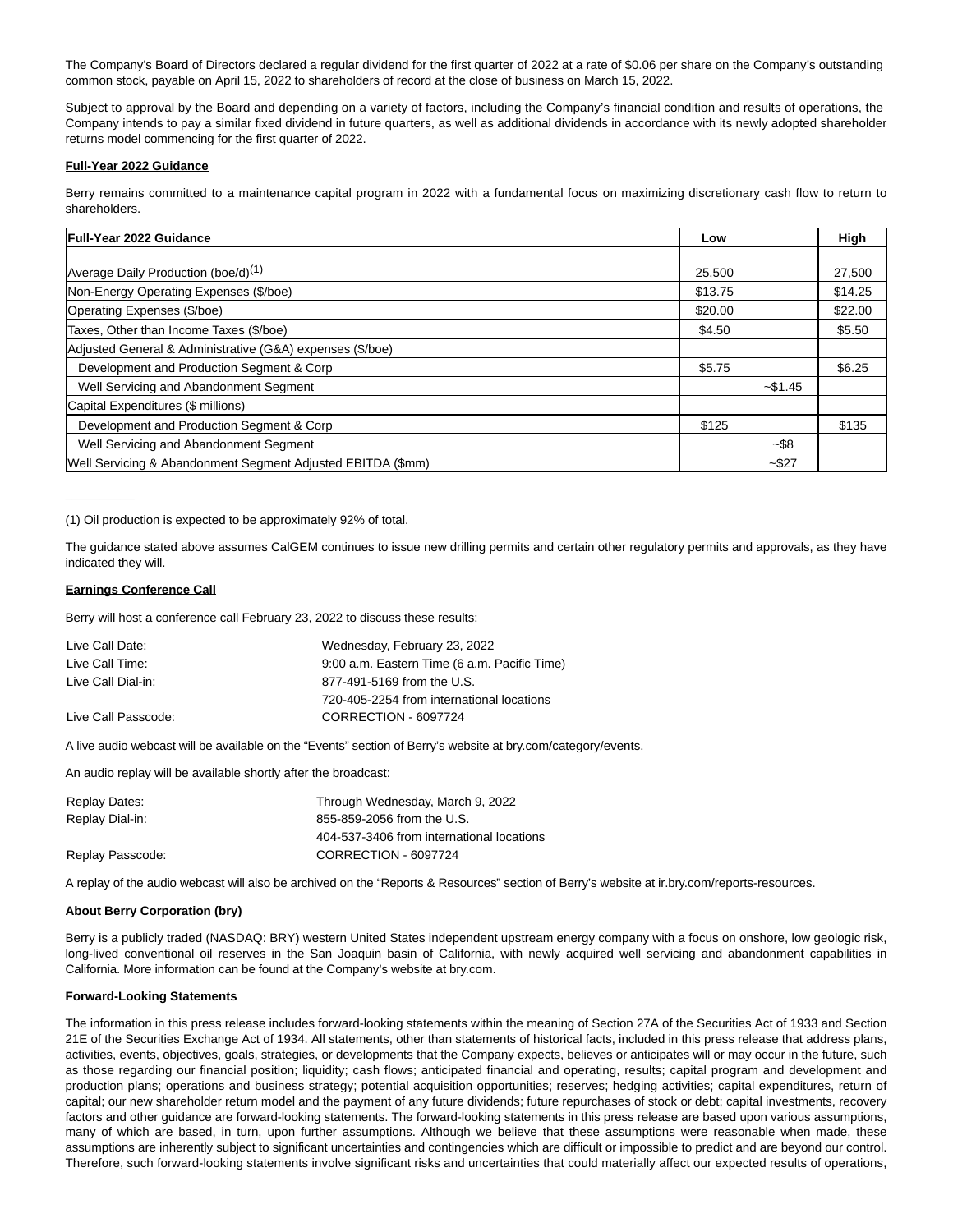The Company's Board of Directors declared a regular dividend for the first quarter of 2022 at a rate of $0.06 per share on the Company's outstanding common stock, payable on April 15, 2022 to shareholders of record at the close of business on March 15, 2022.

Subject to approval by the Board and depending on a variety of factors, including the Company's financial condition and results of operations, the Company intends to pay a similar fixed dividend in future quarters, as well as additional dividends in accordance with its newly adopted shareholder returns model commencing for the first quarter of 2022.

**Full-Year 2022 Guidance**

Berry remains committed to a maintenance capital program in 2022 with a fundamental focus on maximizing discretionary cash flow to return to shareholders.

| Full-Year 2022 Guidance | Low | | High |
|---|---|---|---|
| Average Daily Production (boe/d)[1] | 25,500 | | 27,500 |
| Non-Energy Operating Expenses ($/boe) | $13.75 | | $14.25 |
| Operating Expenses ($/boe) | $20.00 | | $22.00 |
| Taxes, Other than Income Taxes ($/boe) | $4.50 | | $5.50 |
| Adjusted General & Administrative (G&A) expenses ($/boe) | | | |
| Development and Production Segment & Corp | $5.75 | | $6.25 |
| Well Servicing and Abandonment Segment | | ~$1.45 | |
| Capital Expenditures ($ millions) | | | |
| Development and Production Segment & Corp | $125 | | $135 |
| Well Servicing and Abandonment Segment | | ~$8 | |
| Well Servicing & Abandonment Segment Adjusted EBITDA ($mm) | | ~$27 | |

__________

(1) Oil production is expected to be approximately 92% of total.

The guidance stated above assumes CalGEM continues to issue new drilling permits and certain other regulatory permits and approvals, as they have indicated they will.

**Earnings Conference Call**

Berry will host a conference call February 23, 2022 to discuss these results:

| | |
|---|---|
| Live Call Date: | Wednesday, February 23, 2022 |
| Live Call Time: | 9:00 a.m. Eastern Time (6 a.m. Pacific Time) |
| Live Call Dial-in: | 877-491-5169 from the U.S. |
| | 720-405-2254 from international locations |
| Live Call Passcode: | CORRECTION - 6097724 |

A live audio webcast will be available on the "Events" section of Berry's website at bry.com/category/events.

An audio replay will be available shortly after the broadcast:

| | |
|---|---|
| Replay Dates: | Through Wednesday, March 9, 2022 |
| Replay Dial-in: | 855-859-2056 from the U.S. |
| | 404-537-3406 from international locations |
| Replay Passcode: | CORRECTION - 6097724 |

A replay of the audio webcast will also be archived on the "Reports & Resources" section of Berry's website at ir.bry.com/reports-resources.

**About Berry Corporation (bry)**

Berry is a publicly traded (NASDAQ: BRY) western United States independent upstream energy company with a focus on onshore, low geologic risk, long-lived conventional oil reserves in the San Joaquin basin of California, with newly acquired well servicing and abandonment capabilities in California. More information can be found at the Company's website at bry.com.

**Forward-Looking Statements**

The information in this press release includes forward-looking statements within the meaning of Section 27A of the Securities Act of 1933 and Section 21E of the Securities Exchange Act of 1934. All statements, other than statements of historical facts, included in this press release that address plans, activities, events, objectives, goals, strategies, or developments that the Company expects, believes or anticipates will or may occur in the future, such as those regarding our financial position; liquidity; cash flows; anticipated financial and operating, results; capital program and development and production plans; operations and business strategy; potential acquisition opportunities; reserves; hedging activities; capital expenditures, return of capital; our new shareholder return model and the payment of any future dividends; future repurchases of stock or debt; capital investments, recovery factors and other guidance are forward-looking statements. The forward-looking statements in this press release are based upon various assumptions, many of which are based, in turn, upon further assumptions. Although we believe that these assumptions were reasonable when made, these assumptions are inherently subject to significant uncertainties and contingencies which are difficult or impossible to predict and are beyond our control. Therefore, such forward-looking statements involve significant risks and uncertainties that could materially affect our expected results of operations,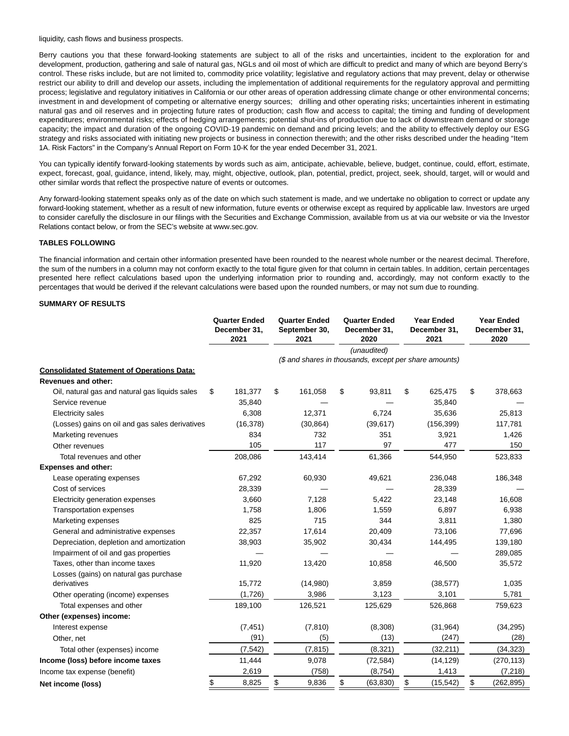liquidity, cash flows and business prospects.

Berry cautions you that these forward-looking statements are subject to all of the risks and uncertainties, incident to the exploration for and development, production, gathering and sale of natural gas, NGLs and oil most of which are difficult to predict and many of which are beyond Berry's control. These risks include, but are not limited to, commodity price volatility; legislative and regulatory actions that may prevent, delay or otherwise restrict our ability to drill and develop our assets, including the implementation of additional requirements for the regulatory approval and permitting process; legislative and regulatory initiatives in California or our other areas of operation addressing climate change or other environmental concerns; investment in and development of competing or alternative energy sources; drilling and other operating risks; uncertainties inherent in estimating natural gas and oil reserves and in projecting future rates of production; cash flow and access to capital; the timing and funding of development expenditures; environmental risks; effects of hedging arrangements; potential shut-ins of production due to lack of downstream demand or storage capacity; the impact and duration of the ongoing COVID-19 pandemic on demand and pricing levels; and the ability to effectively deploy our ESG strategy and risks associated with initiating new projects or business in connection therewith; and the other risks described under the heading "Item 1A. Risk Factors" in the Company's Annual Report on Form 10-K for the year ended December 31, 2021.

You can typically identify forward-looking statements by words such as aim, anticipate, achievable, believe, budget, continue, could, effort, estimate, expect, forecast, goal, guidance, intend, likely, may, might, objective, outlook, plan, potential, predict, project, seek, should, target, will or would and other similar words that reflect the prospective nature of events or outcomes.

Any forward-looking statement speaks only as of the date on which such statement is made, and we undertake no obligation to correct or update any forward-looking statement, whether as a result of new information, future events or otherwise except as required by applicable law. Investors are urged to consider carefully the disclosure in our filings with the Securities and Exchange Commission, available from us at via our website or via the Investor Relations contact below, or from the SEC's website at www.sec.gov.

**TABLES FOLLOWING**

The financial information and certain other information presented have been rounded to the nearest whole number or the nearest decimal. Therefore, the sum of the numbers in a column may not conform exactly to the total figure given for that column in certain tables. In addition, certain percentages presented here reflect calculations based upon the underlying information prior to rounding and, accordingly, may not conform exactly to the percentages that would be derived if the relevant calculations were based upon the rounded numbers, or may not sum due to rounding.

**SUMMARY OF RESULTS**

| | Quarter Ended December 31, 2021 | Quarter Ended September 30, 2021 | Quarter Ended December 31, 2020 | Year Ended December 31, 2021 | Year Ended December 31, 2020 |
|---|---|---|---|---|---|
| | | | *(unaudited)* | | |
| | *($ and shares in thousands, except per share amounts)* | | | | |
| **Consolidated Statement of Operations Data:** | | | | | |
| **Revenues and other:** | | | | | |
| Oil, natural gas and natural gas liquids sales | $ 181,377 | $ 161,058 | $ 93,811 | $ 625,475 | $ 378,663 |
| Service revenue | 35,840 | — | — | 35,840 | — |
| Electricity sales | 6,308 | 12,371 | 6,724 | 35,636 | 25,813 |
| (Losses) gains on oil and gas sales derivatives | (16,378) | (30,864) | (39,617) | (156,399) | 117,781 |
| Marketing revenues | 834 | 732 | 351 | 3,921 | 1,426 |
| Other revenues | 105 | 117 | 97 | 477 | 150 |
| Total revenues and other | 208,086 | 143,414 | 61,366 | 544,950 | 523,833 |
| **Expenses and other:** | | | | | |
| Lease operating expenses | 67,292 | 60,930 | 49,621 | 236,048 | 186,348 |
| Cost of services | 28,339 | — | — | 28,339 | — |
| Electricity generation expenses | 3,660 | 7,128 | 5,422 | 23,148 | 16,608 |
| Transportation expenses | 1,758 | 1,806 | 1,559 | 6,897 | 6,938 |
| Marketing expenses | 825 | 715 | 344 | 3,811 | 1,380 |
| General and administrative expenses | 22,357 | 17,614 | 20,409 | 73,106 | 77,696 |
| Depreciation, depletion and amortization | 38,903 | 35,902 | 30,434 | 144,495 | 139,180 |
| Impairment of oil and gas properties | — | — | — | — | 289,085 |
| Taxes, other than income taxes | 11,920 | 13,420 | 10,858 | 46,500 | 35,572 |
| Losses (gains) on natural gas purchase derivatives | 15,772 | (14,980) | 3,859 | (38,577) | 1,035 |
| Other operating (income) expenses | (1,726) | 3,986 | 3,123 | 3,101 | 5,781 |
| Total expenses and other | 189,100 | 126,521 | 125,629 | 526,868 | 759,623 |
| **Other (expenses) income:** | | | | | |
| Interest expense | (7,451) | (7,810) | (8,308) | (31,964) | (34,295) |
| Other, net | (91) | (5) | (13) | (247) | (28) |
| Total other (expenses) income | (7,542) | (7,815) | (8,321) | (32,211) | (34,323) |
| **Income (loss) before income taxes** | 11,444 | 9,078 | (72,584) | (14,129) | (270,113) |
| Income tax expense (benefit) | 2,619 | (758) | (8,754) | 1,413 | (7,218) |
| **Net income (loss)** | $ 8,825 | $ 9,836 | $ (63,830) | $ (15,542) | $ (262,895) |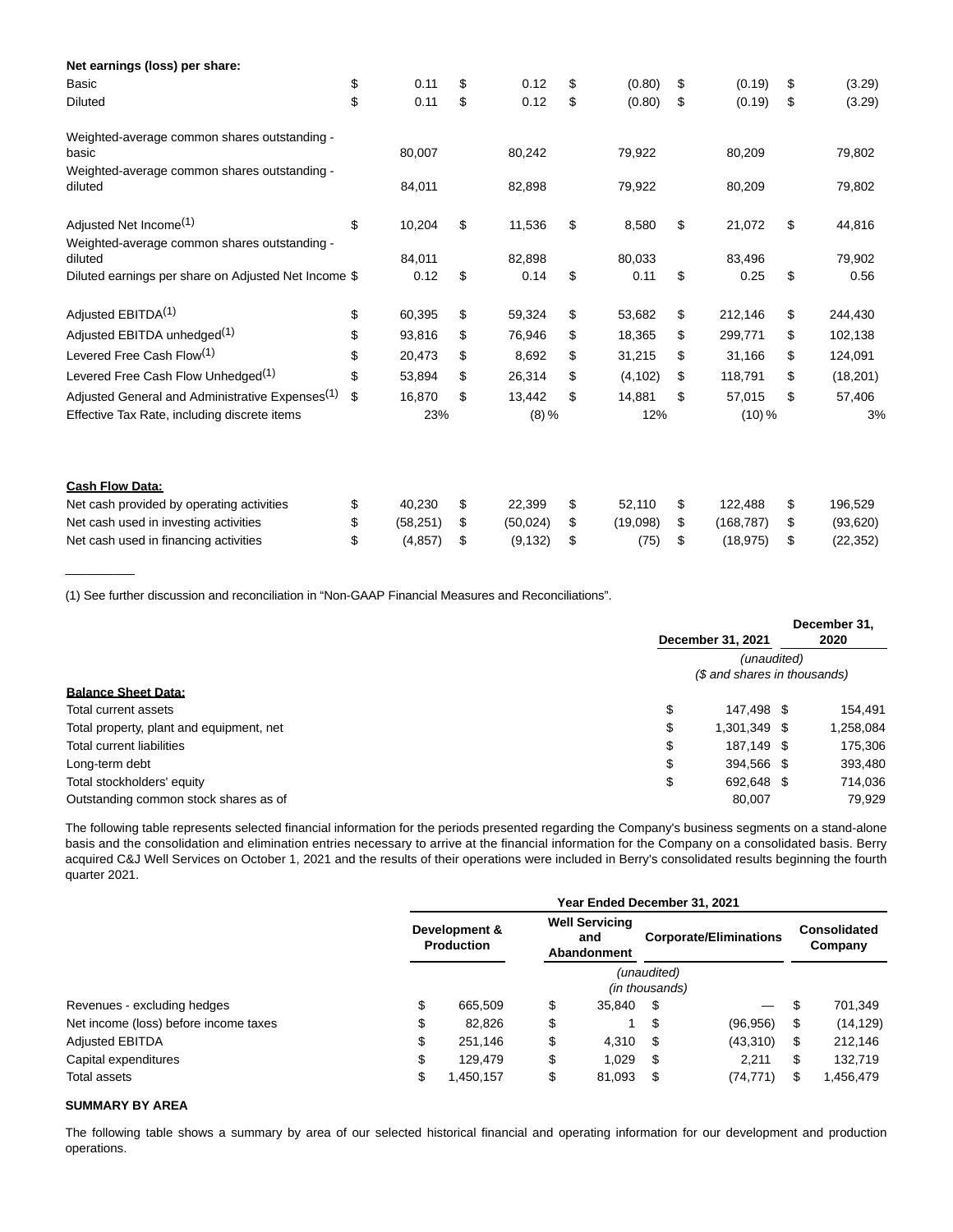| | | | | | |
|---|---|---|---|---|---|
| **Net earnings (loss) per share:** | | | | | |
| Basic | $ 0.11 | $ 0.12 | $ (0.80) | $ (0.19) | $ (3.29) |
| Diluted | $ 0.11 | $ 0.12 | $ (0.80) | $ (0.19) | $ (3.29) |
| | | | | | |
| Weighted-average common shares outstanding - basic | 80,007 | 80,242 | 79,922 | 80,209 | 79,802 |
| Weighted-average common shares outstanding - diluted | 84,011 | 82,898 | 79,922 | 80,209 | 79,802 |
| | | | | | |
| Adjusted Net Income(1) | $ 10,204 | $ 11,536 | $ 8,580 | $ 21,072 | $ 44,816 |
| Weighted-average common shares outstanding - diluted | 84,011 | 82,898 | 80,033 | 83,496 | 79,902 |
| Diluted earnings per share on Adjusted Net Income | $ 0.12 | $ 0.14 | $ 0.11 | $ 0.25 | $ 0.56 |
| | | | | | |
| Adjusted EBITDA(1) | $ 60,395 | $ 59,324 | $ 53,682 | $ 212,146 | $ 244,430 |
| Adjusted EBITDA unhedged(1) | $ 93,816 | $ 76,946 | $ 18,365 | $ 299,771 | $ 102,138 |
| Levered Free Cash Flow(1) | $ 20,473 | $ 8,692 | $ 31,215 | $ 31,166 | $ 124,091 |
| Levered Free Cash Flow Unhedged(1) | $ 53,894 | $ 26,314 | $ (4,102) | $ 118,791 | $ (18,201) |
| Adjusted General and Administrative Expenses(1) | $ 16,870 | $ 13,442 | $ 14,881 | $ 57,015 | $ 57,406 |
| Effective Tax Rate, including discrete items | 23% | (8) % | 12% | (10) % | 3% |
| | | | | | |
| **Cash Flow Data:** | | | | | |
| Net cash provided by operating activities | $ 40,230 | $ 22,399 | $ 52,110 | $ 122,488 | $ 196,529 |
| Net cash used in investing activities | $ (58,251) | $ (50,024) | $ (19,098) | $ (168,787) | $ (93,620) |
| Net cash used in financing activities | $ (4,857) | $ (9,132) | $ (75) | $ (18,975) | $ (22,352) |

(1) See further discussion and reconciliation in "Non-GAAP Financial Measures and Reconciliations".

| | December 31, 2021 | December 31, 2020 |
|---|---|---|
| | *(unaudited)* | |
| | *($ and shares in thousands)* | |
| **Balance Sheet Data:** | | |
| Total current assets | $ 147,498 | $ 154,491 |
| Total property, plant and equipment, net | $ 1,301,349 | $ 1,258,084 |
| Total current liabilities | $ 187,149 | $ 175,306 |
| Long-term debt | $ 394,566 | $ 393,480 |
| Total stockholders' equity | $ 692,648 | $ 714,036 |
| Outstanding common stock shares as of | 80,007 | 79,929 |

The following table represents selected financial information for the periods presented regarding the Company's business segments on a stand-alone basis and the consolidation and elimination entries necessary to arrive at the financial information for the Company on a consolidated basis. Berry acquired C&J Well Services on October 1, 2021 and the results of their operations were included in Berry's consolidated results beginning the fourth quarter 2021.

| | Year Ended December 31, 2021 | | | |
|---|---|---|---|---|
| | Development & Production | Well Servicing and Abandonment | Corporate/Eliminations | Consolidated Company |
| | *(unaudited) (in thousands)* | | | |
| Revenues - excluding hedges | $ 665,509 | $ 35,840 | $ — | $ 701,349 |
| Net income (loss) before income taxes | $ 82,826 | $ 1 | $ (96,956) | $ (14,129) |
| Adjusted EBITDA | $ 251,146 | $ 4,310 | $ (43,310) | $ 212,146 |
| Capital expenditures | $ 129,479 | $ 1,029 | $ 2,211 | $ 132,719 |
| Total assets | $ 1,450,157 | $ 81,093 | $ (74,771) | $ 1,456,479 |

**SUMMARY BY AREA**

The following table shows a summary by area of our selected historical financial and operating information for our development and production operations.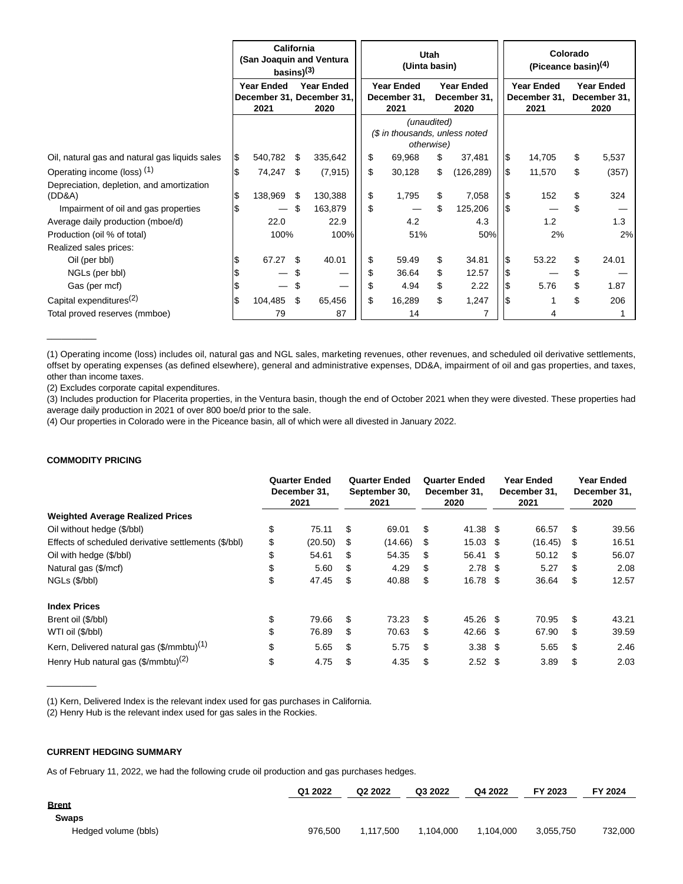| | California (San Joaquin and Ventura basins)(3) | | Utah (Uinta basin) | | Colorado (Piceance basin)(4) | |
|---|---|---|---|---|---|---|
| | Year Ended December 31, 2021 | Year Ended December 31, 2020 | Year Ended December 31, 2021 | Year Ended December 31, 2020 | Year Ended December 31, 2021 | Year Ended December 31, 2020 |
| | | | (unaudited) ($ in thousands, unless noted otherwise) | | | |
| Oil, natural gas and natural gas liquids sales | $ 540,782 | $ 335,642 | $ 69,968 | $ 37,481 | $ 14,705 | $ 5,537 |
| Operating income (loss) (1) | $ 74,247 | $ (7,915) | $ 30,128 | $ (126,289) | $ 11,570 | $ (357) |
| Depreciation, depletion, and amortization (DD&A) | $ 138,969 | $ 130,388 | $ 1,795 | $ 7,058 | $ 152 | $ 324 |
| Impairment of oil and gas properties | $ — | $ 163,879 | $ — | $ 125,206 | $ — | $ — |
| Average daily production (mboe/d) | 22.0 | 22.9 | 4.2 | 4.3 | 1.2 | 1.3 |
| Production (oil % of total) | 100% | 100% | 51% | 50% | 2% | 2% |
| Realized sales prices: | | | | | | |
| Oil (per bbl) | $ 67.27 | $ 40.01 | $ 59.49 | $ 34.81 | $ 53.22 | $ 24.01 |
| NGLs (per bbl) | $ — | $ — | $ 36.64 | $ 12.57 | $ — | $ — |
| Gas (per mcf) | $ — | $ — | $ 4.94 | $ 2.22 | $ 5.76 | $ 1.87 |
| Capital expenditures(2) | $ 104,485 | $ 65,456 | $ 16,289 | $ 1,247 | $ 1 | $ 206 |
| Total proved reserves (mmboe) | 79 | 87 | 14 | 7 | 4 | 1 |

(1) Operating income (loss) includes oil, natural gas and NGL sales, marketing revenues, other revenues, and scheduled oil derivative settlements, offset by operating expenses (as defined elsewhere), general and administrative expenses, DD&A, impairment of oil and gas properties, and taxes, other than income taxes.

(2) Excludes corporate capital expenditures.

(3) Includes production for Placerita properties, in the Ventura basin, though the end of October 2021 when they were divested. These properties had average daily production in 2021 of over 800 boe/d prior to the sale.

(4) Our properties in Colorado were in the Piceance basin, all of which were all divested in January 2022.

**COMMODITY PRICING**

| | Quarter Ended December 31, 2021 | Quarter Ended September 30, 2021 | Quarter Ended December 31, 2020 | Year Ended December 31, 2021 | Year Ended December 31, 2020 |
|---|---|---|---|---|---|
| **Weighted Average Realized Prices** | | | | | |
| Oil without hedge ($/bbl) | $ 75.11 | $ 69.01 | $ 41.38 | $ 66.57 | $ 39.56 |
| Effects of scheduled derivative settlements ($/bbl) | $ (20.50) | $ (14.66) | $ 15.03 | $ (16.45) | $ 16.51 |
| Oil with hedge ($/bbl) | $ 54.61 | $ 54.35 | $ 56.41 | $ 50.12 | $ 56.07 |
| Natural gas ($/mcf) | $ 5.60 | $ 4.29 | $ 2.78 | $ 5.27 | $ 2.08 |
| NGLs ($/bbl) | $ 47.45 | $ 40.88 | $ 16.78 | $ 36.64 | $ 12.57 |
| **Index Prices** | | | | | |
| Brent oil ($/bbl) | $ 79.66 | $ 73.23 | $ 45.26 | $ 70.95 | $ 43.21 |
| WTI oil ($/bbl) | $ 76.89 | $ 70.63 | $ 42.66 | $ 67.90 | $ 39.59 |
| Kern, Delivered natural gas ($/mmbtu)(1) | $ 5.65 | $ 5.75 | $ 3.38 | $ 5.65 | $ 2.46 |
| Henry Hub natural gas ($/mmbtu)(2) | $ 4.75 | $ 4.35 | $ 2.52 | $ 3.89 | $ 2.03 |

(1) Kern, Delivered Index is the relevant index used for gas purchases in California.

(2) Henry Hub is the relevant index used for gas sales in the Rockies.

**CURRENT HEDGING SUMMARY**

As of February 11, 2022, we had the following crude oil production and gas purchases hedges.

| | Q1 2022 | Q2 2022 | Q3 2022 | Q4 2022 | FY 2023 | FY 2024 |
|---|---|---|---|---|---|---|
| **Brent** | | | | | | |
| **Swaps** | | | | | | |
| Hedged volume (bbls) | 976,500 | 1,117,500 | 1,104,000 | 1,104,000 | 3,055,750 | 732,000 |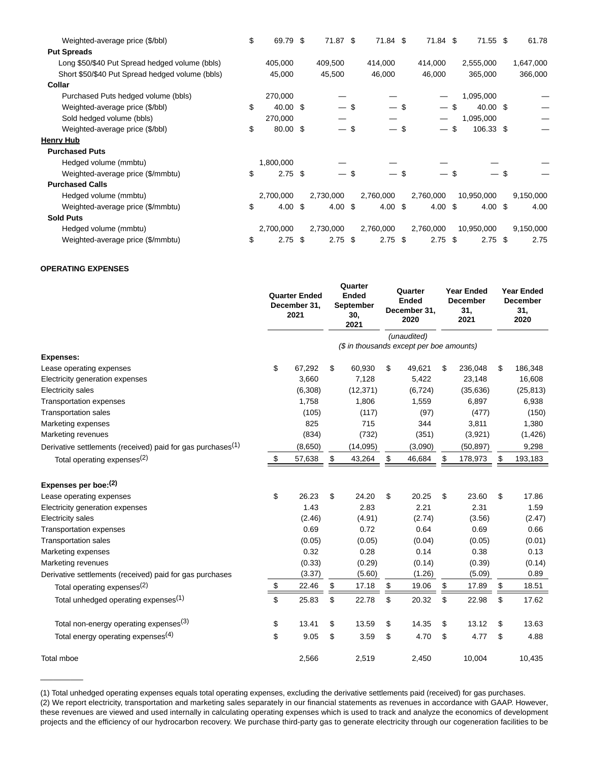| | | | | | | |
|---|---|---|---|---|---|---|
| Weighted-average price ($/bbl) | $ 69.79 | $ 71.87 | $ 71.84 | $ 71.84 | $ 71.55 | $ 61.78 |
| **Put Spreads** | | | | | | |
| Long $50/$40 Put Spread hedged volume (bbls) | 405,000 | 409,500 | 414,000 | 414,000 | 2,555,000 | 1,647,000 |
| Short $50/$40 Put Spread hedged volume (bbls) | 45,000 | 45,500 | 46,000 | 46,000 | 365,000 | 366,000 |
| **Collar** | | | | | | |
| Purchased Puts hedged volume (bbls) | 270,000 | — | — | — | 1,095,000 | — |
| Weighted-average price ($/bbl) | $ 40.00 | $ — | $ — | $ — | $ 40.00 | $ — |
| Sold hedged volume (bbls) | 270,000 | — | — | — | 1,095,000 | — |
| Weighted-average price ($/bbl) | $ 80.00 | $ — | $ — | $ — | $ 106.33 | $ — |
| **Henry Hub** | | | | | | |
| **Purchased Puts** | | | | | | |
| Hedged volume (mmbtu) | 1,800,000 | — | — | — | — | — |
| Weighted-average price ($/mmbtu) | $ 2.75 | $ — | $ — | $ — | $ — | $ — |
| **Purchased Calls** | | | | | | |
| Hedged volume (mmbtu) | 2,700,000 | 2,730,000 | 2,760,000 | 2,760,000 | 10,950,000 | 9,150,000 |
| Weighted-average price ($/mmbtu) | $ 4.00 | $ 4.00 | $ 4.00 | $ 4.00 | $ 4.00 | $ 4.00 |
| **Sold Puts** | | | | | | |
| Hedged volume (mmbtu) | 2,700,000 | 2,730,000 | 2,760,000 | 2,760,000 | 10,950,000 | 9,150,000 |
| Weighted-average price ($/mmbtu) | $ 2.75 | $ 2.75 | $ 2.75 | $ 2.75 | $ 2.75 | $ 2.75 |

**OPERATING EXPENSES**

| | Quarter Ended December 31, 2021 | Quarter Ended September 30, 2021 | Quarter Ended December 31, 2020 | Year Ended December 31, 2021 | Year Ended December 31, 2020 |
|---|---|---|---|---|---|
| | | | *(unaudited)* | | |
| | | *($ in thousands except per boe amounts)* | | | |
| **Expenses:** | | | | | |
| Lease operating expenses | $ 67,292 | $ 60,930 | $ 49,621 | $ 236,048 | $ 186,348 |
| Electricity generation expenses | 3,660 | 7,128 | 5,422 | 23,148 | 16,608 |
| Electricity sales | (6,308) | (12,371) | (6,724) | (35,636) | (25,813) |
| Transportation expenses | 1,758 | 1,806 | 1,559 | 6,897 | 6,938 |
| Transportation sales | (105) | (117) | (97) | (477) | (150) |
| Marketing expenses | 825 | 715 | 344 | 3,811 | 1,380 |
| Marketing revenues | (834) | (732) | (351) | (3,921) | (1,426) |
| Derivative settlements (received) paid for gas purchases(1) | (8,650) | (14,095) | (3,090) | (50,897) | 9,298 |
| Total operating expenses(2) | $ 57,638 | $ 43,264 | $ 46,684 | $ 178,973 | $ 193,183 |
| | | | | | |
| **Expenses per boe:(2)** | | | | | |
| Lease operating expenses | $ 26.23 | $ 24.20 | $ 20.25 | $ 23.60 | $ 17.86 |
| Electricity generation expenses | 1.43 | 2.83 | 2.21 | 2.31 | 1.59 |
| Electricity sales | (2.46) | (4.91) | (2.74) | (3.56) | (2.47) |
| Transportation expenses | 0.69 | 0.72 | 0.64 | 0.69 | 0.66 |
| Transportation sales | (0.05) | (0.05) | (0.04) | (0.05) | (0.01) |
| Marketing expenses | 0.32 | 0.28 | 0.14 | 0.38 | 0.13 |
| Marketing revenues | (0.33) | (0.29) | (0.14) | (0.39) | (0.14) |
| Derivative settlements (received) paid for gas purchases | (3.37) | (5.60) | (1.26) | (5.09) | 0.89 |
| Total operating expenses(2) | $ 22.46 | $ 17.18 | $ 19.06 | $ 17.89 | $ 18.51 |
| Total unhedged operating expenses(1) | $ 25.83 | $ 22.78 | $ 20.32 | $ 22.98 | $ 17.62 |
| | | | | | |
| Total non-energy operating expenses(3) | $ 13.41 | $ 13.59 | $ 14.35 | $ 13.12 | $ 13.63 |
| Total energy operating expenses(4) | $ 9.05 | $ 3.59 | $ 4.70 | $ 4.77 | $ 4.88 |
| | | | | | |
| Total mboe | 2,566 | 2,519 | 2,450 | 10,004 | 10,435 |

__________

(1) Total unhedged operating expenses equals total operating expenses, excluding the derivative settlements paid (received) for gas purchases.

(2) We report electricity, transportation and marketing sales separately in our financial statements as revenues in accordance with GAAP. However, these revenues are viewed and used internally in calculating operating expenses which is used to track and analyze the economics of development projects and the efficiency of our hydrocarbon recovery. We purchase third-party gas to generate electricity through our cogeneration facilities to be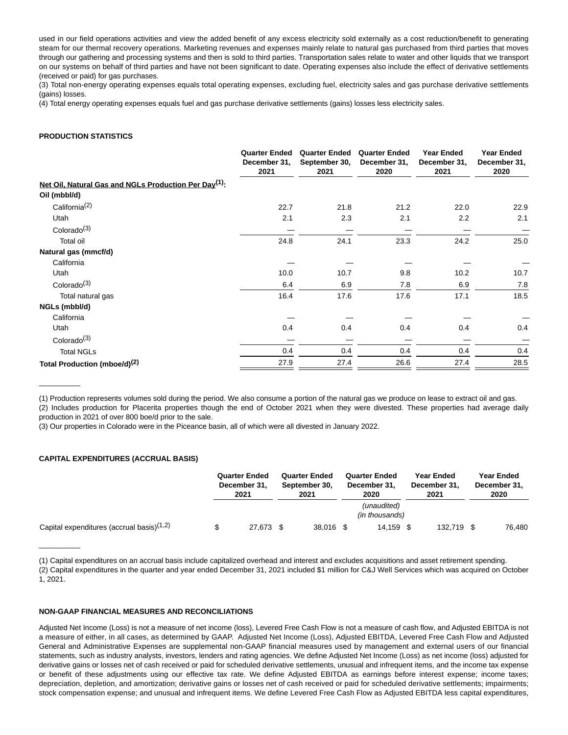used in our field operations activities and view the added benefit of any excess electricity sold externally as a cost reduction/benefit to generating steam for our thermal recovery operations. Marketing revenues and expenses mainly relate to natural gas purchased from third parties that moves through our gathering and processing systems and then is sold to third parties. Transportation sales relate to water and other liquids that we transport on our systems on behalf of third parties and have not been significant to date. Operating expenses also include the effect of derivative settlements (received or paid) for gas purchases.

(3) Total non-energy operating expenses equals total operating expenses, excluding fuel, electricity sales and gas purchase derivative settlements (gains) losses.

(4) Total energy operating expenses equals fuel and gas purchase derivative settlements (gains) losses less electricity sales.

**PRODUCTION STATISTICS**

| | Quarter Ended December 31, 2021 | Quarter Ended September 30, 2021 | Quarter Ended December 31, 2020 | Year Ended December 31, 2021 | Year Ended December 31, 2020 |
|---|---|---|---|---|---|
| Net Oil, Natural Gas and NGLs Production Per Day[1]: | | | | | |
| **Oil (mbbl/d)** | | | | | |
| California[2] | 22.7 | 21.8 | 21.2 | 22.0 | 22.9 |
| Utah | 2.1 | 2.3 | 2.1 | 2.2 | 2.1 |
| Colorado[3] | — | — | — | — | — |
| Total oil | 24.8 | 24.1 | 23.3 | 24.2 | 25.0 |
| **Natural gas (mmcf/d)** | | | | | |
| California | — | — | — | — | — |
| Utah | 10.0 | 10.7 | 9.8 | 10.2 | 10.7 |
| Colorado[3] | 6.4 | 6.9 | 7.8 | 6.9 | 7.8 |
| Total natural gas | 16.4 | 17.6 | 17.6 | 17.1 | 18.5 |
| **NGLs (mbbl/d)** | | | | | |
| California | — | — | — | — | — |
| Utah | 0.4 | 0.4 | 0.4 | 0.4 | 0.4 |
| Colorado[3] | — | — | — | — | — |
| Total NGLs | 0.4 | 0.4 | 0.4 | 0.4 | 0.4 |
| **Total Production (mboe/d)[2]** | 27.9 | 27.4 | 26.6 | 27.4 | 28.5 |

(1) Production represents volumes sold during the period. We also consume a portion of the natural gas we produce on lease to extract oil and gas.

(2) Includes production for Placerita properties though the end of October 2021 when they were divested. These properties had average daily production in 2021 of over 800 boe/d prior to the sale.

(3) Our properties in Colorado were in the Piceance basin, all of which were all divested in January 2022.

**CAPITAL EXPENDITURES (ACCRUAL BASIS)**

| | Quarter Ended December 31, 2021 | Quarter Ended September 30, 2021 | Quarter Ended December 31, 2020 | Year Ended December 31, 2021 | Year Ended December 31, 2020 |
|---|---|---|---|---|---|
| | | | *(unaudited)* *(in thousands)* | | |
| Capital expenditures (accrual basis)[1,2] | $ 27,673 | $ 38,016 | $ 14,159 | $ 132,719 | $ 76,480 |

(1) Capital expenditures on an accrual basis include capitalized overhead and interest and excludes acquisitions and asset retirement spending.

(2) Capital expenditures in the quarter and year ended December 31, 2021 included $1 million for C&J Well Services which was acquired on October 1, 2021.

**NON-GAAP FINANCIAL MEASURES AND RECONCILIATIONS**

Adjusted Net Income (Loss) is not a measure of net income (loss), Levered Free Cash Flow is not a measure of cash flow, and Adjusted EBITDA is not a measure of either, in all cases, as determined by GAAP. Adjusted Net Income (Loss), Adjusted EBITDA, Levered Free Cash Flow and Adjusted General and Administrative Expenses are supplemental non-GAAP financial measures used by management and external users of our financial statements, such as industry analysts, investors, lenders and rating agencies. We define Adjusted Net Income (Loss) as net income (loss) adjusted for derivative gains or losses net of cash received or paid for scheduled derivative settlements, unusual and infrequent items, and the income tax expense or benefit of these adjustments using our effective tax rate. We define Adjusted EBITDA as earnings before interest expense; income taxes; depreciation, depletion, and amortization; derivative gains or losses net of cash received or paid for scheduled derivative settlements; impairments; stock compensation expense; and unusual and infrequent items. We define Levered Free Cash Flow as Adjusted EBITDA less capital expenditures,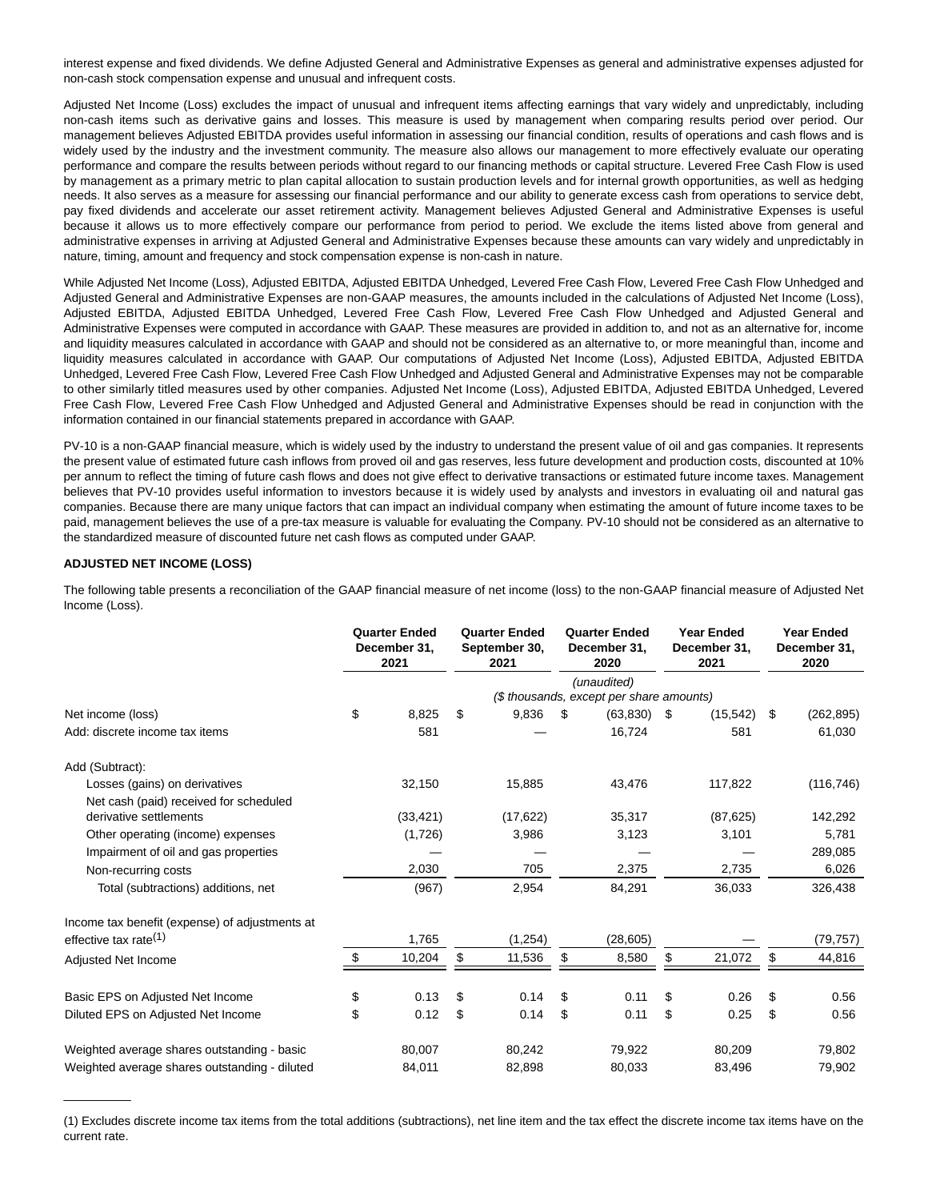interest expense and fixed dividends. We define Adjusted General and Administrative Expenses as general and administrative expenses adjusted for non-cash stock compensation expense and unusual and infrequent costs.

Adjusted Net Income (Loss) excludes the impact of unusual and infrequent items affecting earnings that vary widely and unpredictably, including non-cash items such as derivative gains and losses. This measure is used by management when comparing results period over period. Our management believes Adjusted EBITDA provides useful information in assessing our financial condition, results of operations and cash flows and is widely used by the industry and the investment community. The measure also allows our management to more effectively evaluate our operating performance and compare the results between periods without regard to our financing methods or capital structure. Levered Free Cash Flow is used by management as a primary metric to plan capital allocation to sustain production levels and for internal growth opportunities, as well as hedging needs. It also serves as a measure for assessing our financial performance and our ability to generate excess cash from operations to service debt, pay fixed dividends and accelerate our asset retirement activity. Management believes Adjusted General and Administrative Expenses is useful because it allows us to more effectively compare our performance from period to period. We exclude the items listed above from general and administrative expenses in arriving at Adjusted General and Administrative Expenses because these amounts can vary widely and unpredictably in nature, timing, amount and frequency and stock compensation expense is non-cash in nature.

While Adjusted Net Income (Loss), Adjusted EBITDA, Adjusted EBITDA Unhedged, Levered Free Cash Flow, Levered Free Cash Flow Unhedged and Adjusted General and Administrative Expenses are non-GAAP measures, the amounts included in the calculations of Adjusted Net Income (Loss), Adjusted EBITDA, Adjusted EBITDA Unhedged, Levered Free Cash Flow, Levered Free Cash Flow Unhedged and Adjusted General and Administrative Expenses were computed in accordance with GAAP. These measures are provided in addition to, and not as an alternative for, income and liquidity measures calculated in accordance with GAAP and should not be considered as an alternative to, or more meaningful than, income and liquidity measures calculated in accordance with GAAP. Our computations of Adjusted Net Income (Loss), Adjusted EBITDA, Adjusted EBITDA Unhedged, Levered Free Cash Flow, Levered Free Cash Flow Unhedged and Adjusted General and Administrative Expenses may not be comparable to other similarly titled measures used by other companies. Adjusted Net Income (Loss), Adjusted EBITDA, Adjusted EBITDA Unhedged, Levered Free Cash Flow, Levered Free Cash Flow Unhedged and Adjusted General and Administrative Expenses should be read in conjunction with the information contained in our financial statements prepared in accordance with GAAP.

PV-10 is a non-GAAP financial measure, which is widely used by the industry to understand the present value of oil and gas companies. It represents the present value of estimated future cash inflows from proved oil and gas reserves, less future development and production costs, discounted at 10% per annum to reflect the timing of future cash flows and does not give effect to derivative transactions or estimated future income taxes. Management believes that PV-10 provides useful information to investors because it is widely used by analysts and investors in evaluating oil and natural gas companies. Because there are many unique factors that can impact an individual company when estimating the amount of future income taxes to be paid, management believes the use of a pre-tax measure is valuable for evaluating the Company. PV-10 should not be considered as an alternative to the standardized measure of discounted future net cash flows as computed under GAAP.

**ADJUSTED NET INCOME (LOSS)**

The following table presents a reconciliation of the GAAP financial measure of net income (loss) to the non-GAAP financial measure of Adjusted Net Income (Loss).

| | Quarter Ended December 31, 2021 | Quarter Ended September 30, 2021 | Quarter Ended December 31, 2020 | Year Ended December 31, 2021 | Year Ended December 31, 2020 |
|---|---|---|---|---|---|
| | *(unaudited)* *($ thousands, except per share amounts)* | | | | |
| Net income (loss) | $ 8,825 | $ 9,836 | $ (63,830) | $ (15,542) | $ (262,895) |
| Add: discrete income tax items | 581 | — | 16,724 | 581 | 61,030 |
| Add (Subtract): | | | | | |
| Losses (gains) on derivatives | 32,150 | 15,885 | 43,476 | 117,822 | (116,746) |
| Net cash (paid) received for scheduled derivative settlements | (33,421) | (17,622) | 35,317 | (87,625) | 142,292 |
| Other operating (income) expenses | (1,726) | 3,986 | 3,123 | 3,101 | 5,781 |
| Impairment of oil and gas properties | — | — | — | — | 289,085 |
| Non-recurring costs | 2,030 | 705 | 2,375 | 2,735 | 6,026 |
| Total (subtractions) additions, net | (967) | 2,954 | 84,291 | 36,033 | 326,438 |
| Income tax benefit (expense) of adjustments at effective tax rate[(1)] | 1,765 | (1,254) | (28,605) | — | (79,757) |
| Adjusted Net Income | $ 10,204 | $ 11,536 | $ 8,580 | $ 21,072 | $ 44,816 |
| Basic EPS on Adjusted Net Income | $ 0.13 | $ 0.14 | $ 0.11 | $ 0.26 | $ 0.56 |
| Diluted EPS on Adjusted Net Income | $ 0.12 | $ 0.14 | $ 0.11 | $ 0.25 | $ 0.56 |
| Weighted average shares outstanding - basic | 80,007 | 80,242 | 79,922 | 80,209 | 79,802 |
| Weighted average shares outstanding - diluted | 84,011 | 82,898 | 80,033 | 83,496 | 79,902 |

(1) Excludes discrete income tax items from the total additions (subtractions), net line item and the tax effect the discrete income tax items have on the current rate.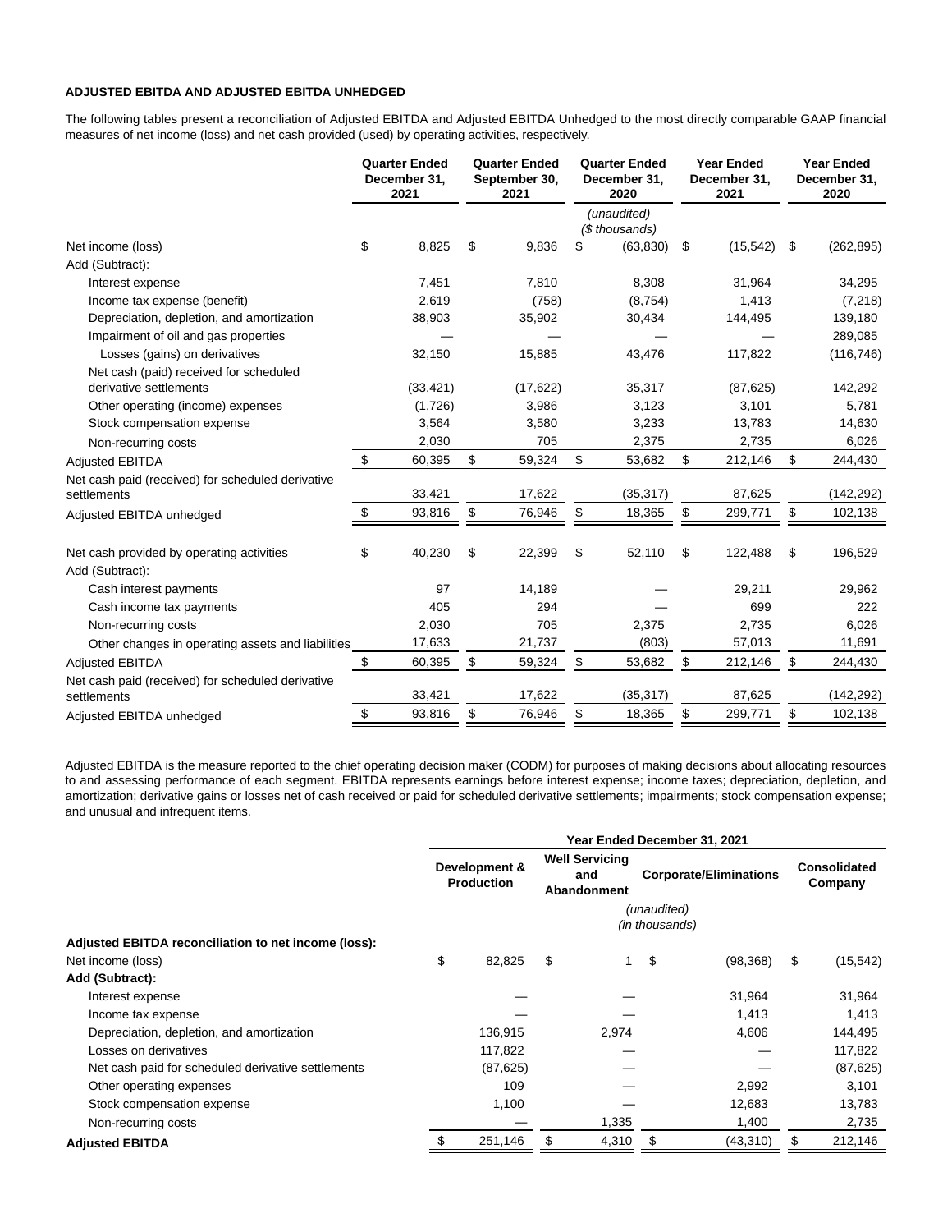**ADJUSTED EBITDA AND ADJUSTED EBITDA UNHEDGED**

The following tables present a reconciliation of Adjusted EBITDA and Adjusted EBITDA Unhedged to the most directly comparable GAAP financial measures of net income (loss) and net cash provided (used) by operating activities, respectively.

| | Quarter Ended December 31, 2021 | Quarter Ended September 30, 2021 | Quarter Ended December 31, 2020 | Year Ended December 31, 2021 | Year Ended December 31, 2020 |
|---|---|---|---|---|---|
| | | | (unaudited) ($ thousands) | | |
| Net income (loss) | $ 8,825 | $ 9,836 | $ (63,830) | $ (15,542) | $ (262,895) |
| Add (Subtract): | | | | | |
| Interest expense | 7,451 | 7,810 | 8,308 | 31,964 | 34,295 |
| Income tax expense (benefit) | 2,619 | (758) | (8,754) | 1,413 | (7,218) |
| Depreciation, depletion, and amortization | 38,903 | 35,902 | 30,434 | 144,495 | 139,180 |
| Impairment of oil and gas properties | — | — | — | — | 289,085 |
| Losses (gains) on derivatives | 32,150 | 15,885 | 43,476 | 117,822 | (116,746) |
| Net cash (paid) received for scheduled derivative settlements | (33,421) | (17,622) | 35,317 | (87,625) | 142,292 |
| Other operating (income) expenses | (1,726) | 3,986 | 3,123 | 3,101 | 5,781 |
| Stock compensation expense | 3,564 | 3,580 | 3,233 | 13,783 | 14,630 |
| Non-recurring costs | 2,030 | 705 | 2,375 | 2,735 | 6,026 |
| Adjusted EBITDA | $ 60,395 | $ 59,324 | $ 53,682 | $ 212,146 | $ 244,430 |
| Net cash paid (received) for scheduled derivative settlements | 33,421 | 17,622 | (35,317) | 87,625 | (142,292) |
| Adjusted EBITDA unhedged | $ 93,816 | $ 76,946 | $ 18,365 | $ 299,771 | $ 102,138 |
| | | | | | |
| Net cash provided by operating activities | $ 40,230 | $ 22,399 | $ 52,110 | $ 122,488 | $ 196,529 |
| Add (Subtract): | | | | | |
| Cash interest payments | 97 | 14,189 | — | 29,211 | 29,962 |
| Cash income tax payments | 405 | 294 | — | 699 | 222 |
| Non-recurring costs | 2,030 | 705 | 2,375 | 2,735 | 6,026 |
| Other changes in operating assets and liabilities | 17,633 | 21,737 | (803) | 57,013 | 11,691 |
| Adjusted EBITDA | $ 60,395 | $ 59,324 | $ 53,682 | $ 212,146 | $ 244,430 |
| Net cash paid (received) for scheduled derivative settlements | 33,421 | 17,622 | (35,317) | 87,625 | (142,292) |
| Adjusted EBITDA unhedged | $ 93,816 | $ 76,946 | $ 18,365 | $ 299,771 | $ 102,138 |

Adjusted EBITDA is the measure reported to the chief operating decision maker (CODM) for purposes of making decisions about allocating resources to and assessing performance of each segment. EBITDA represents earnings before interest expense; income taxes; depreciation, depletion, and amortization; derivative gains or losses net of cash received or paid for scheduled derivative settlements; impairments; stock compensation expense; and unusual and infrequent items.

| | Year Ended December 31, 2021 | | | |
|---|---|---|---|---|
| | Development & Production | Well Servicing and Abandonment | Corporate/Eliminations | Consolidated Company |
| | | (unaudited) (in thousands) | | |
| **Adjusted EBITDA reconciliation to net income (loss):** | | | | |
| Net income (loss) | $ 82,825 | $ 1 | $ (98,368) | $ (15,542) |
| **Add (Subtract):** | | | | |
| Interest expense | — | — | 31,964 | 31,964 |
| Income tax expense | — | — | 1,413 | 1,413 |
| Depreciation, depletion, and amortization | 136,915 | 2,974 | 4,606 | 144,495 |
| Losses on derivatives | 117,822 | — | — | 117,822 |
| Net cash paid for scheduled derivative settlements | (87,625) | — | — | (87,625) |
| Other operating expenses | 109 | — | 2,992 | 3,101 |
| Stock compensation expense | 1,100 | — | 12,683 | 13,783 |
| Non-recurring costs | — | 1,335 | 1,400 | 2,735 |
| **Adjusted EBITDA** | $ 251,146 | $ 4,310 | $ (43,310) | $ 212,146 |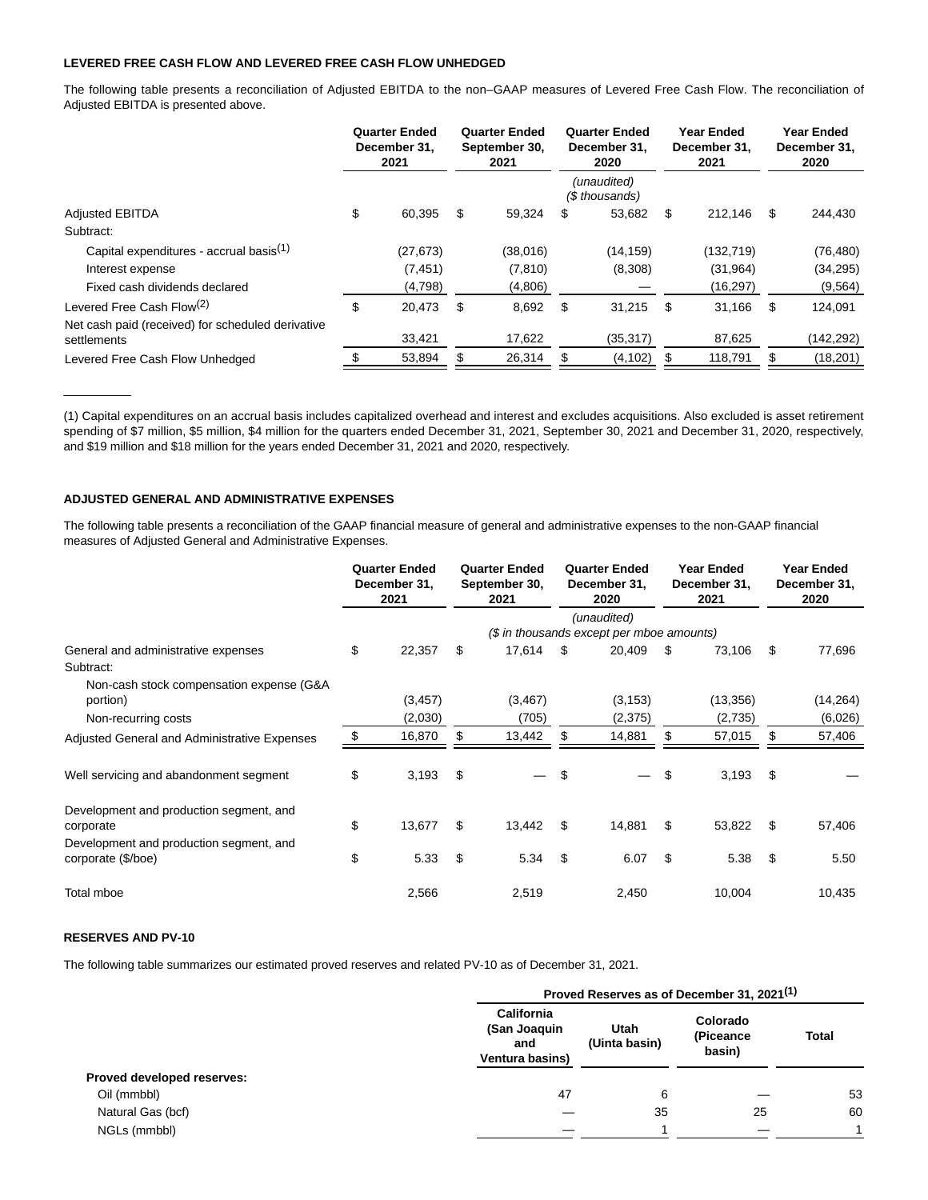**LEVERED FREE CASH FLOW AND LEVERED FREE CASH FLOW UNHEDGED**

The following table presents a reconciliation of Adjusted EBITDA to the non–GAAP measures of Levered Free Cash Flow. The reconciliation of Adjusted EBITDA is presented above.

| | Quarter Ended December 31, 2021 | Quarter Ended September 30, 2021 | Quarter Ended December 31, 2020 | Year Ended December 31, 2021 | Year Ended December 31, 2020 |
|---|---|---|---|---|---|
| | | | *(unaudited)* *($ thousands)* | | |
| Adjusted EBITDA | $ 60,395 | $ 59,324 | $ 53,682 | $ 212,146 | $ 244,430 |
| Subtract: | | | | | |
| Capital expenditures - accrual basis[(1)] | (27,673) | (38,016) | (14,159) | (132,719) | (76,480) |
| Interest expense | (7,451) | (7,810) | (8,308) | (31,964) | (34,295) |
| Fixed cash dividends declared | (4,798) | (4,806) | — | (16,297) | (9,564) |
| Levered Free Cash Flow[(2)] | $ 20,473 | $ 8,692 | $ 31,215 | $ 31,166 | $ 124,091 |
| Net cash paid (received) for scheduled derivative settlements | 33,421 | 17,622 | (35,317) | 87,625 | (142,292) |
| Levered Free Cash Flow Unhedged | $ 53,894 | $ 26,314 | $ (4,102) | $ 118,791 | $ (18,201) |

__________

(1) Capital expenditures on an accrual basis includes capitalized overhead and interest and excludes acquisitions. Also excluded is asset retirement spending of $7 million, $5 million, $4 million for the quarters ended December 31, 2021, September 30, 2021 and December 31, 2020, respectively, and $19 million and $18 million for the years ended December 31, 2021 and 2020, respectively.

**ADJUSTED GENERAL AND ADMINISTRATIVE EXPENSES**

The following table presents a reconciliation of the GAAP financial measure of general and administrative expenses to the non-GAAP financial measures of Adjusted General and Administrative Expenses.

| | Quarter Ended December 31, 2021 | Quarter Ended September 30, 2021 | Quarter Ended December 31, 2020 | Year Ended December 31, 2021 | Year Ended December 31, 2020 |
|---|---|---|---|---|---|
| | | | *(unaudited)* *($ in thousands except per mboe amounts)* | | |
| General and administrative expenses | $ 22,357 | $ 17,614 | $ 20,409 | $ 73,106 | $ 77,696 |
| Subtract: | | | | | |
| Non-cash stock compensation expense (G&A portion) | (3,457) | (3,467) | (3,153) | (13,356) | (14,264) |
| Non-recurring costs | (2,030) | (705) | (2,375) | (2,735) | (6,026) |
| Adjusted General and Administrative Expenses | $ 16,870 | $ 13,442 | $ 14,881 | $ 57,015 | $ 57,406 |
| | | | | | |
| Well servicing and abandonment segment | $ 3,193 | $ — | $ — | $ 3,193 | $ — |
| | | | | | |
| Development and production segment, and corporate | $ 13,677 | $ 13,442 | $ 14,881 | $ 53,822 | $ 57,406 |
| Development and production segment, and corporate ($/boe) | $ 5.33 | $ 5.34 | $ 6.07 | $ 5.38 | $ 5.50 |
| | | | | | |
| Total mboe | 2,566 | 2,519 | 2,450 | 10,004 | 10,435 |

**RESERVES AND PV-10**

The following table summarizes our estimated proved reserves and related PV-10 as of December 31, 2021.

| | Proved Reserves as of December 31, 2021[(1)] | | | |
|---|---|---|---|---|
| | California (San Joaquin and Ventura basins) | Utah (Uinta basin) | Colorado (Piceance basin) | Total |
| **Proved developed reserves:** | | | | |
| Oil (mmbbl) | 47 | 6 | — | 53 |
| Natural Gas (bcf) | — | 35 | 25 | 60 |
| NGLs (mmbbl) | — | 1 | — | 1 |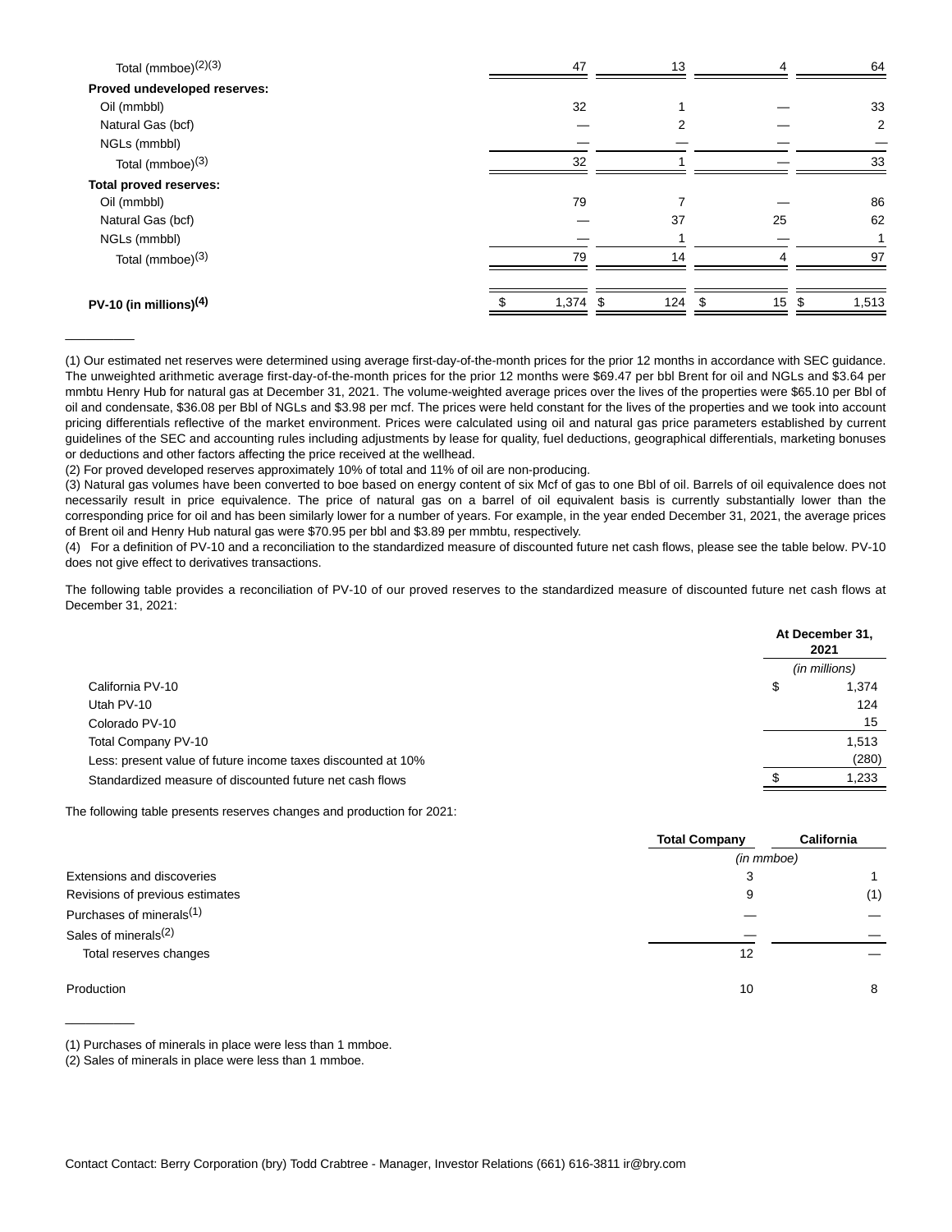| | | | | |
|---|---|---|---|---|
| Total (mmboe)(2)(3) | 47 | 13 | 4 | 64 |
| **Proved undeveloped reserves:** | | | | |
| Oil (mmbbl) | 32 | 1 | — | 33 |
| Natural Gas (bcf) | — | 2 | — | 2 |
| NGLs (mmbbl) | — | — | — | — |
| Total (mmboe)(3) | 32 | 1 | — | 33 |
| **Total proved reserves:** | | | | |
| Oil (mmbbl) | 79 | 7 | — | 86 |
| Natural Gas (bcf) | — | 37 | 25 | 62 |
| NGLs (mmbbl) | — | 1 | — | 1 |
| Total (mmboe)(3) | 79 | 14 | 4 | 97 |
| **PV-10 (in millions)(4)** | $ 1,374 | $ 124 | $ 15 | $ 1,513 |

(1) Our estimated net reserves were determined using average first-day-of-the-month prices for the prior 12 months in accordance with SEC guidance. The unweighted arithmetic average first-day-of-the-month prices for the prior 12 months were $69.47 per bbl Brent for oil and NGLs and $3.64 per mmbtu Henry Hub for natural gas at December 31, 2021. The volume-weighted average prices over the lives of the properties were $65.10 per Bbl of oil and condensate, $36.08 per Bbl of NGLs and $3.98 per mcf. The prices were held constant for the lives of the properties and we took into account pricing differentials reflective of the market environment. Prices were calculated using oil and natural gas price parameters established by current guidelines of the SEC and accounting rules including adjustments by lease for quality, fuel deductions, geographical differentials, marketing bonuses or deductions and other factors affecting the price received at the wellhead.

(2) For proved developed reserves approximately 10% of total and 11% of oil are non-producing.

(3) Natural gas volumes have been converted to boe based on energy content of six Mcf of gas to one Bbl of oil. Barrels of oil equivalence does not necessarily result in price equivalence. The price of natural gas on a barrel of oil equivalent basis is currently substantially lower than the corresponding price for oil and has been similarly lower for a number of years. For example, in the year ended December 31, 2021, the average prices of Brent oil and Henry Hub natural gas were $70.95 per bbl and $3.89 per mmbtu, respectively.

(4) For a definition of PV-10 and a reconciliation to the standardized measure of discounted future net cash flows, please see the table below. PV-10 does not give effect to derivatives transactions.

The following table provides a reconciliation of PV-10 of our proved reserves to the standardized measure of discounted future net cash flows at December 31, 2021:

| | At December 31, 2021 |
|---|---|
| | *(in millions)* |
| California PV-10 | $ 1,374 |
| Utah PV-10 | 124 |
| Colorado PV-10 | 15 |
| Total Company PV-10 | 1,513 |
| Less: present value of future income taxes discounted at 10% | (280) |
| Standardized measure of discounted future net cash flows | $ 1,233 |

The following table presents reserves changes and production for 2021:

| | **Total Company** | **California** |
|---|---|---|
| | *(in mmboe)* | |
| Extensions and discoveries | 3 | 1 |
| Revisions of previous estimates | 9 | (1) |
| Purchases of minerals(1) | — | — |
| Sales of minerals(2) | — | — |
| Total reserves changes | 12 | — |
| Production | 10 | 8 |

(1) Purchases of minerals in place were less than 1 mmboe.

(2) Sales of minerals in place were less than 1 mmboe.

Contact Contact: Berry Corporation (bry) Todd Crabtree - Manager, Investor Relations (661) 616-3811 ir@bry.com